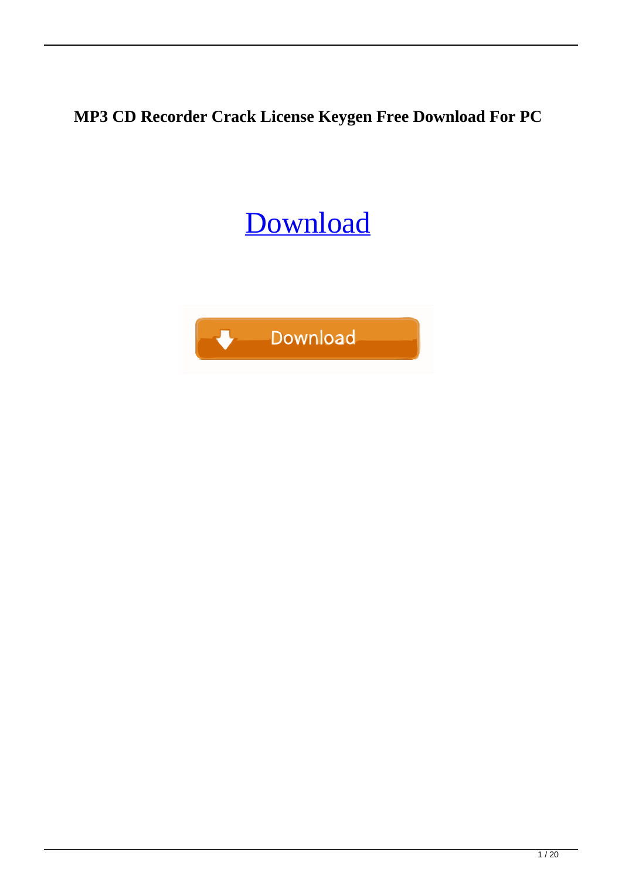**MP3 CD Recorder Crack License Keygen Free Download For PC**

Download

Download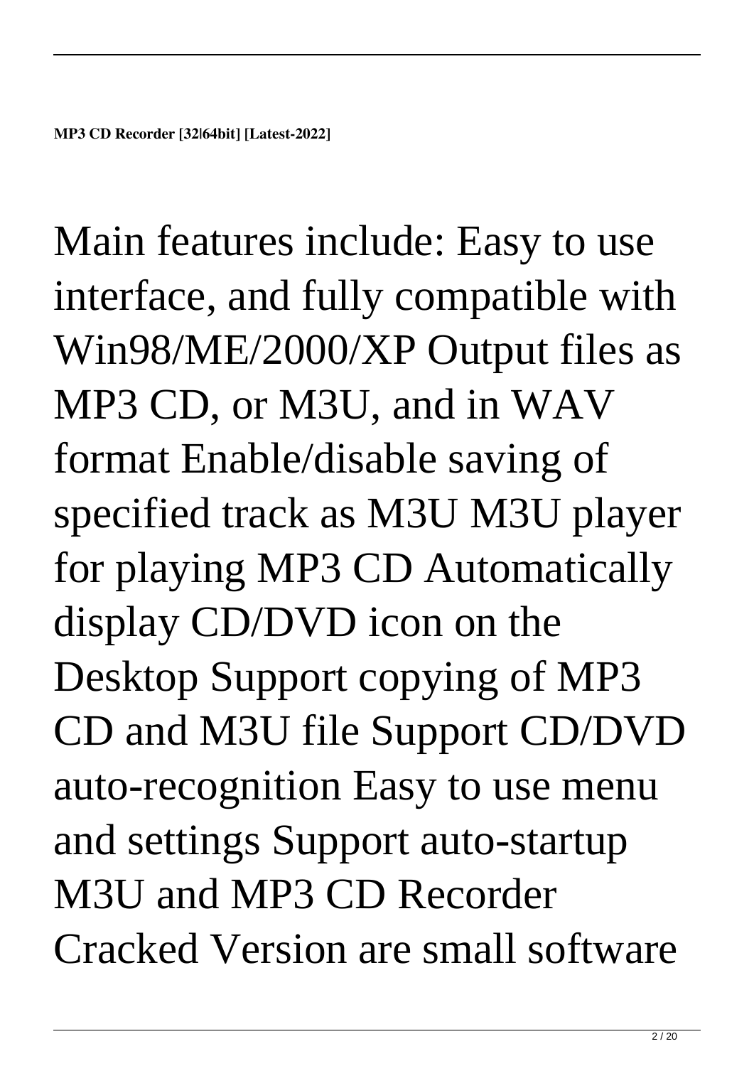**MP3 CD Recorder [32|64bit] [Latest-2022]**

Main features include: Easy to use interface, and fully compatible with Win98/ME/2000/XP Output files as MP3 CD, or M3U, and in WAV format Enable/disable saving of specified track as M3U M3U player for playing MP3 CD Automatically display CD/DVD icon on the Desktop Support copying of MP3 CD and M3U file Support CD/DVD auto-recognition Easy to use menu and settings Support auto-startup M3U and MP3 CD Recorder Cracked Version are small software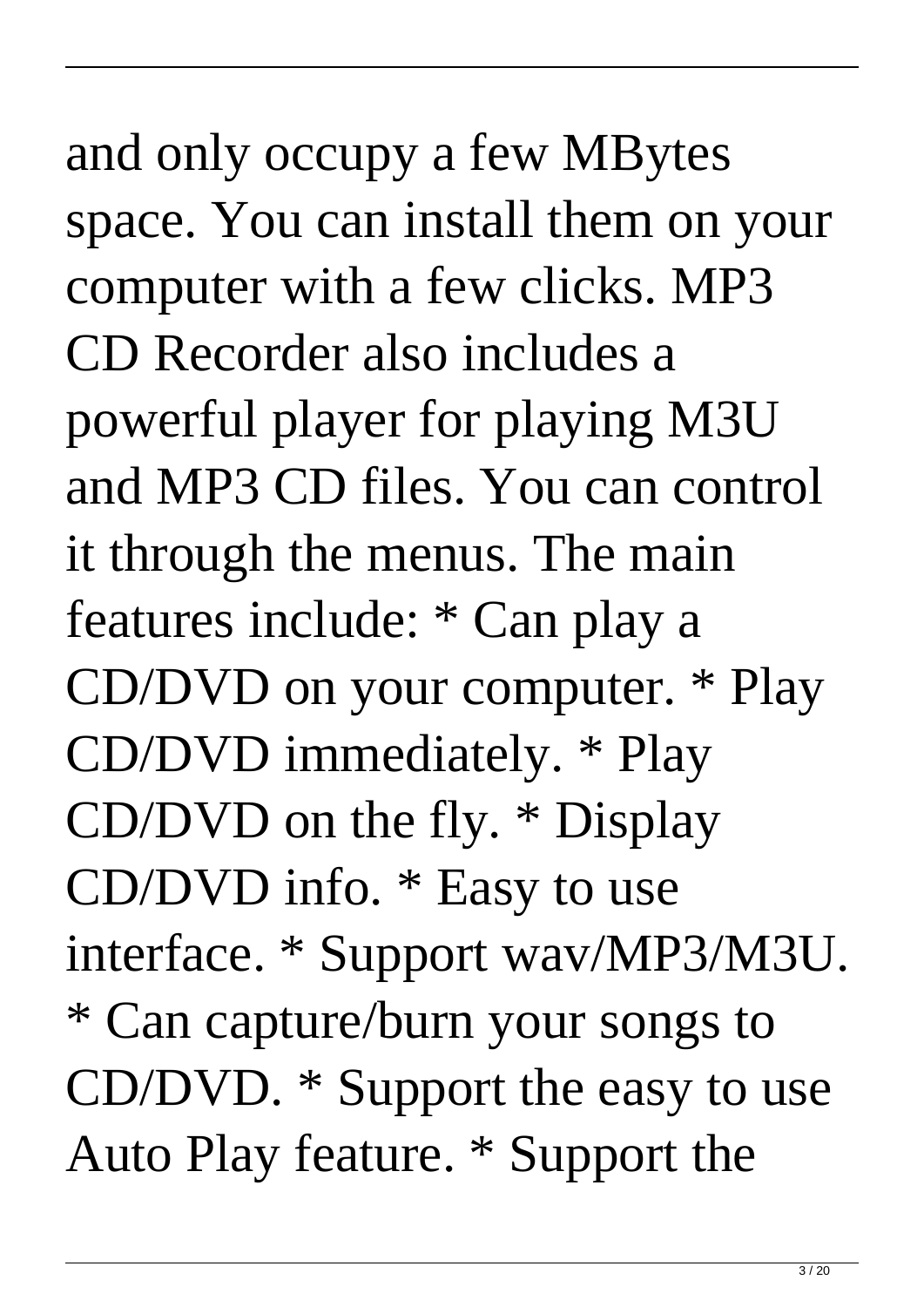and only occupy a few MBytes space. You can install them on your computer with a few clicks. MP3 CD Recorder also includes a powerful player for playing M3U and MP3 CD files. You can control it through the menus. The main features include: * Can play a CD/DVD on your computer. * Play CD/DVD immediately. * Play CD/DVD on the fly. * Display CD/DVD info. * Easy to use interface. * Support wav/MP3/M3U. * Can capture/burn your songs to CD/DVD. * Support the easy to use Auto Play feature. * Support the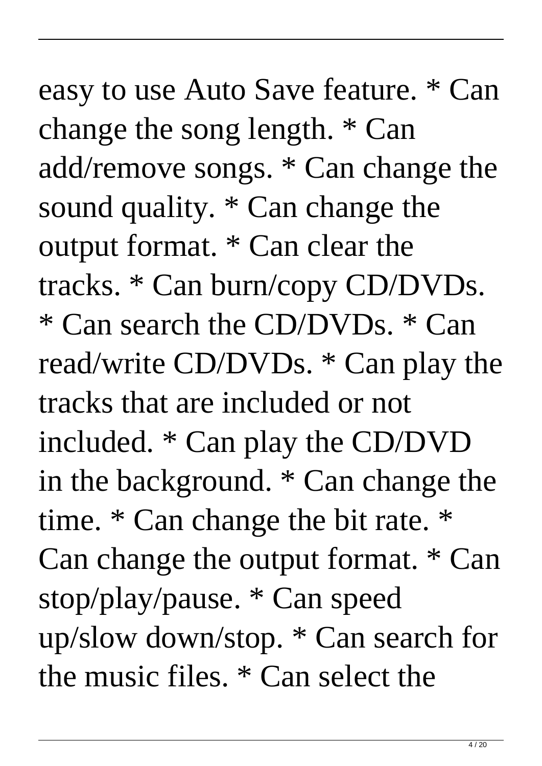easy to use Auto Save feature. * Can change the song length. * Can add/remove songs. * Can change the sound quality. * Can change the output format. * Can clear the tracks. * Can burn/copy CD/DVDs. * Can search the CD/DVDs. * Can read/write CD/DVDs. * Can play the tracks that are included or not included. * Can play the CD/DVD in the background. * Can change the time. * Can change the bit rate. * Can change the output format. * Can stop/play/pause. * Can speed up/slow down/stop. * Can search for the music files. * Can select the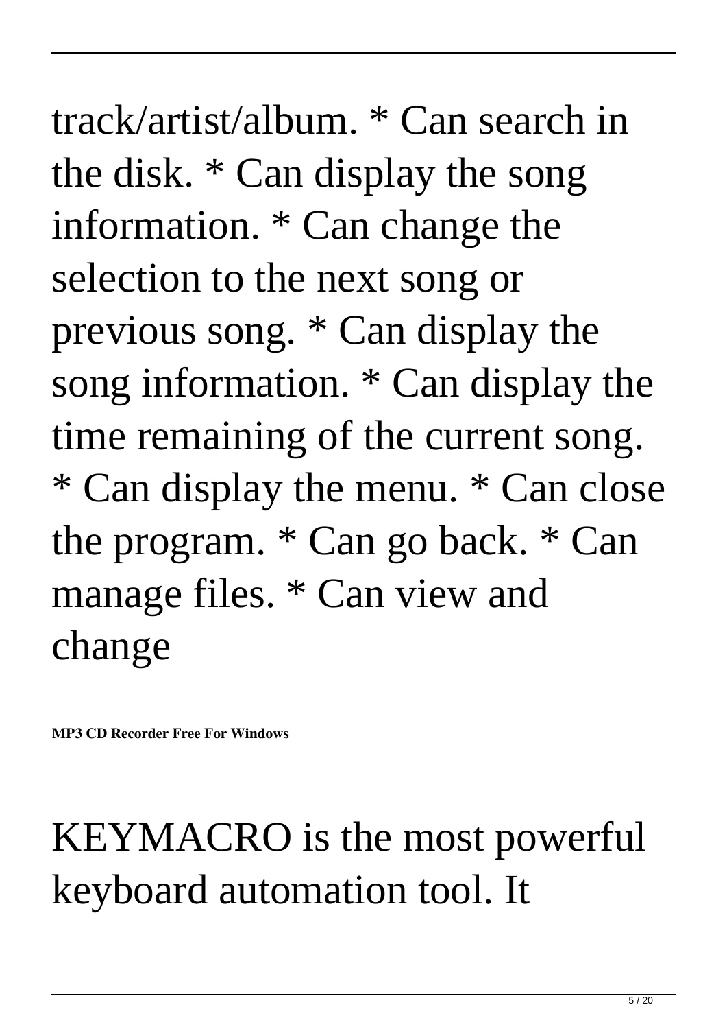track/artist/album. * Can search in the disk. * Can display the song information. * Can change the selection to the next song or previous song. * Can display the song information. * Can display the time remaining of the current song. * Can display the menu. * Can close the program. * Can go back. * Can manage files. * Can view and change

**MP3 CD Recorder Free For Windows**

KEYMACRO is the most powerful keyboard automation tool. It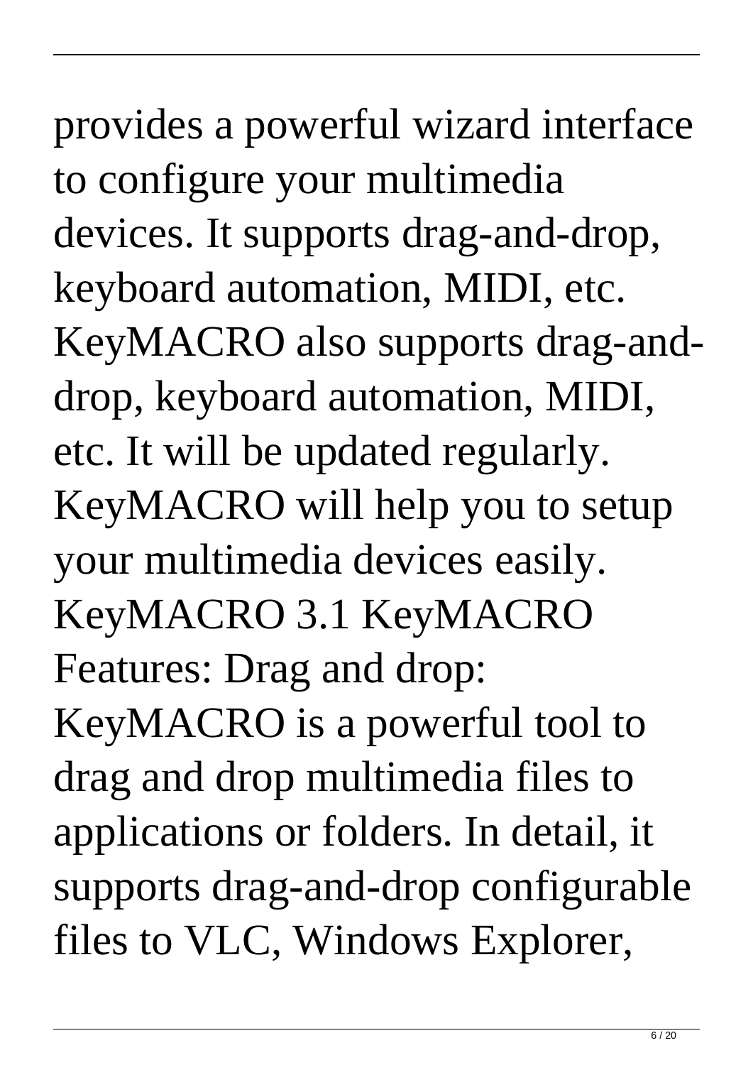provides a powerful wizard interface to configure your multimedia devices. It supports drag-and-drop, keyboard automation, MIDI, etc. KeyMACRO also supports drag-and-drop, keyboard automation, MIDI, etc. It will be updated regularly. KeyMACRO will help you to setup your multimedia devices easily. KeyMACRO 3.1 KeyMACRO Features: Drag and drop: KeyMACRO is a powerful tool to drag and drop multimedia files to applications or folders. In detail, it supports drag-and-drop configurable files to VLC, Windows Explorer,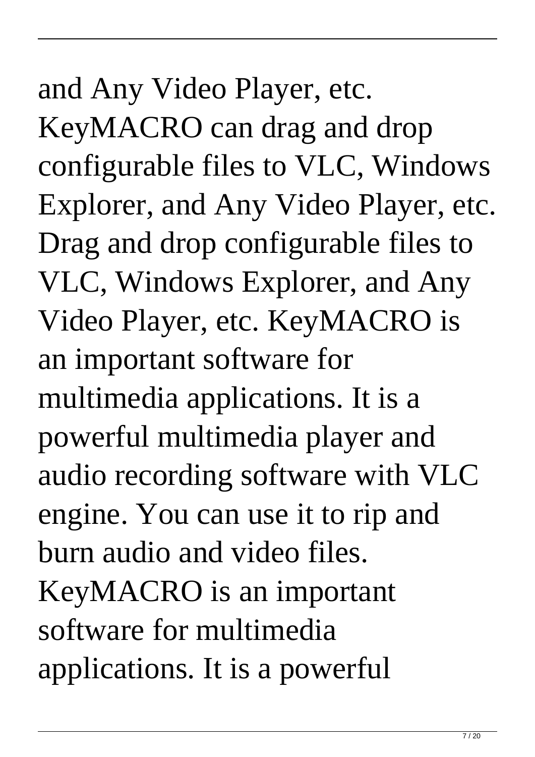and Any Video Player, etc. KeyMACRO can drag and drop configurable files to VLC, Windows Explorer, and Any Video Player, etc. Drag and drop configurable files to VLC, Windows Explorer, and Any Video Player, etc. KeyMACRO is an important software for multimedia applications. It is a powerful multimedia player and audio recording software with VLC engine. You can use it to rip and burn audio and video files. KeyMACRO is an important software for multimedia applications. It is a powerful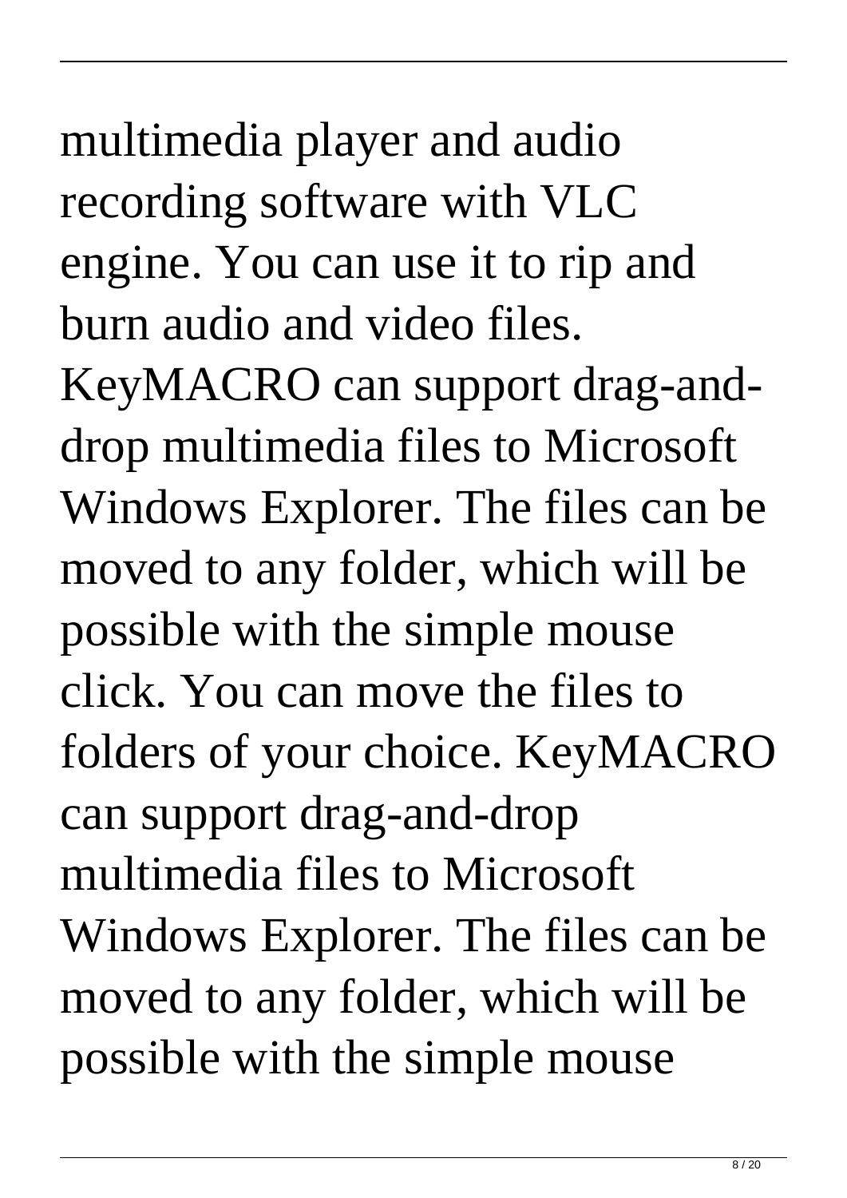multimedia player and audio recording software with VLC engine. You can use it to rip and burn audio and video files. KeyMACRO can support drag-and-drop multimedia files to Microsoft Windows Explorer. The files can be moved to any folder, which will be possible with the simple mouse click. You can move the files to folders of your choice. KeyMACRO can support drag-and-drop multimedia files to Microsoft Windows Explorer. The files can be moved to any folder, which will be possible with the simple mouse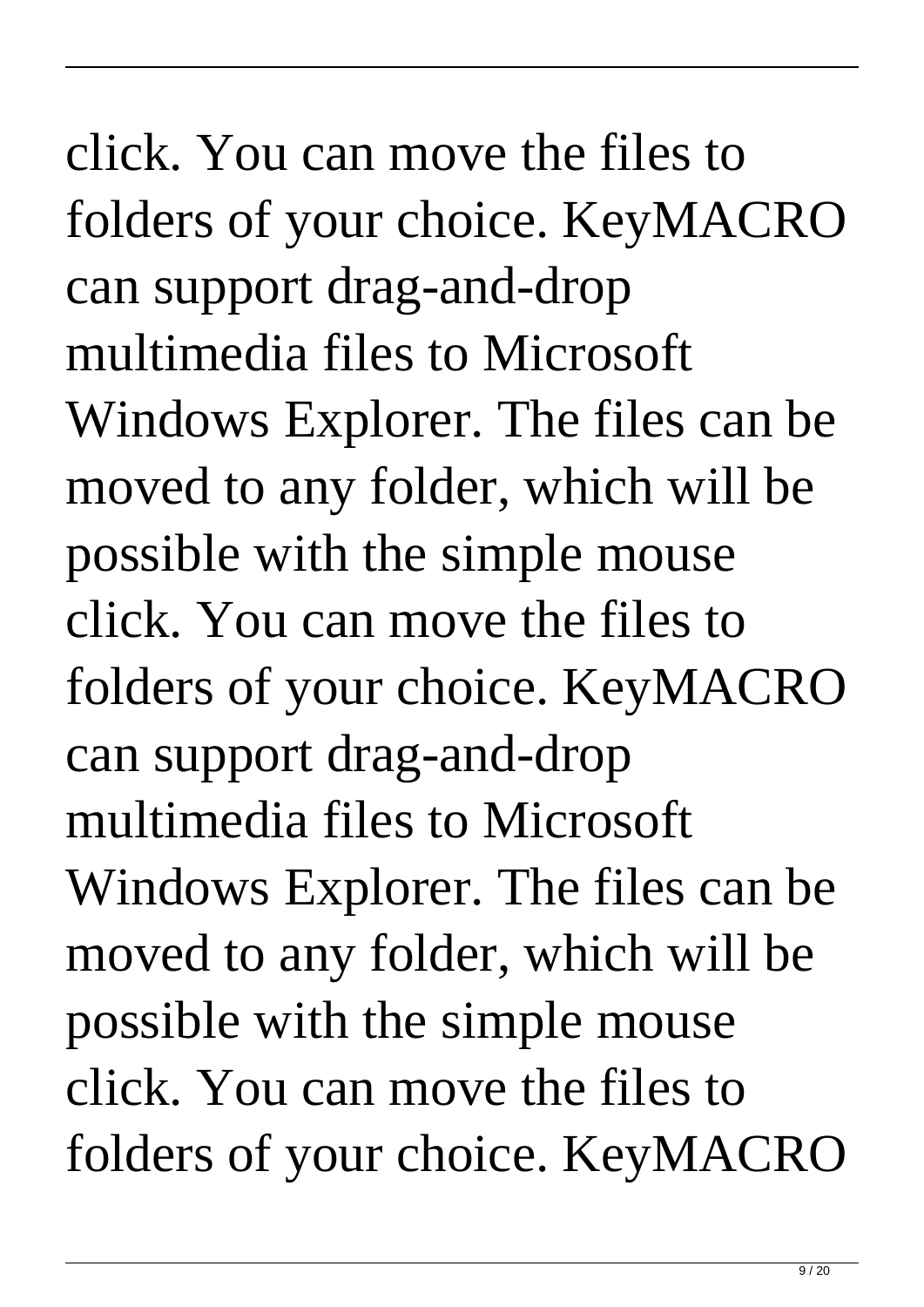click. You can move the files to folders of your choice. KeyMACRO can support drag-and-drop multimedia files to Microsoft Windows Explorer. The files can be moved to any folder, which will be possible with the simple mouse click. You can move the files to folders of your choice. KeyMACRO can support drag-and-drop multimedia files to Microsoft Windows Explorer. The files can be moved to any folder, which will be possible with the simple mouse click. You can move the files to folders of your choice. KeyMACRO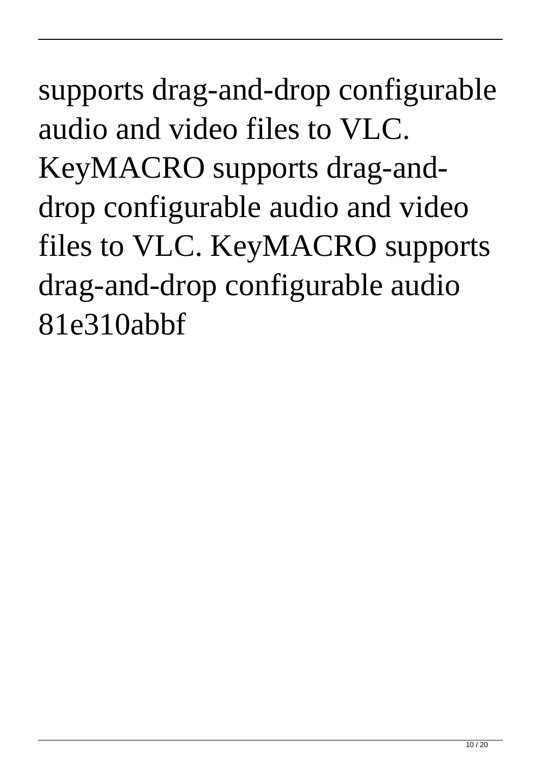supports drag-and-drop configurable audio and video files to VLC. KeyMACRO supports drag-and-drop configurable audio and video files to VLC. KeyMACRO supports drag-and-drop configurable audio 81e310abbf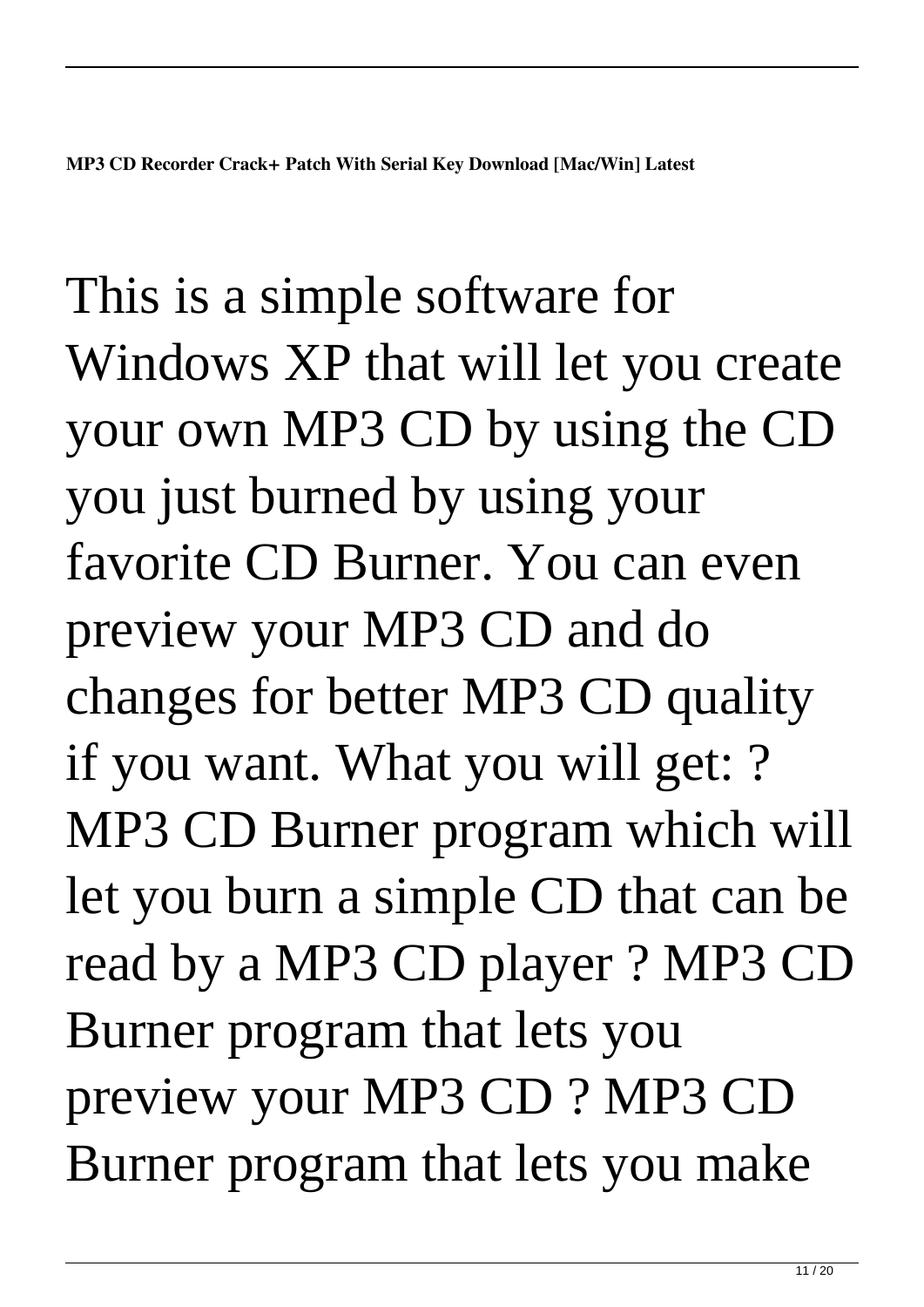**MP3 CD Recorder Crack+ Patch With Serial Key Download [Mac/Win] Latest**

This is a simple software for Windows XP that will let you create your own MP3 CD by using the CD you just burned by using your favorite CD Burner. You can even preview your MP3 CD and do changes for better MP3 CD quality if you want. What you will get: ? MP3 CD Burner program which will let you burn a simple CD that can be read by a MP3 CD player ? MP3 CD Burner program that lets you preview your MP3 CD ? MP3 CD Burner program that lets you make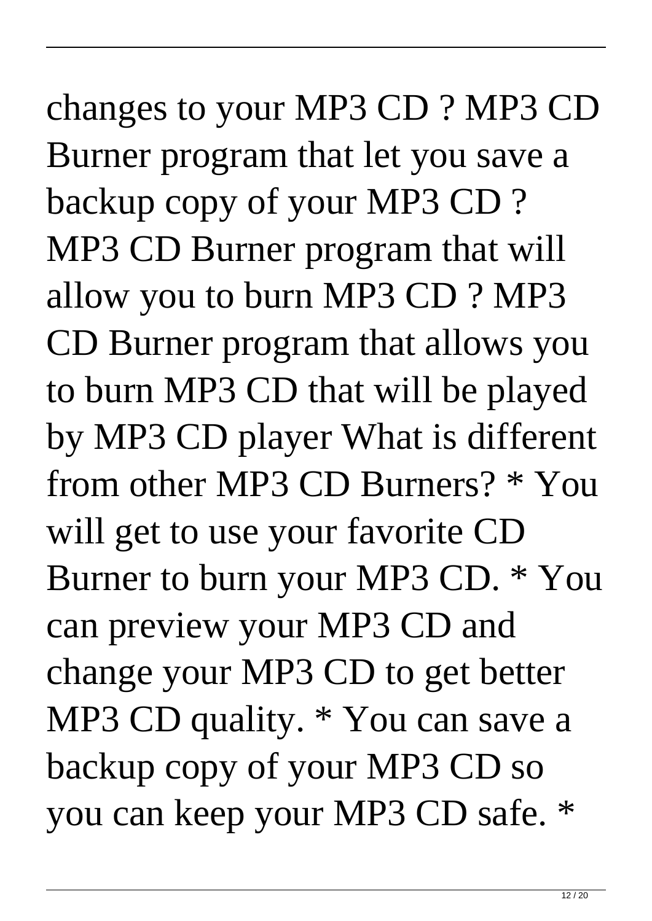changes to your MP3 CD ? MP3 CD Burner program that let you save a backup copy of your MP3 CD ? MP3 CD Burner program that will allow you to burn MP3 CD ? MP3 CD Burner program that allows you to burn MP3 CD that will be played by MP3 CD player What is different from other MP3 CD Burners? * You will get to use your favorite CD Burner to burn your MP3 CD. * You can preview your MP3 CD and change your MP3 CD to get better MP3 CD quality. * You can save a backup copy of your MP3 CD so you can keep your MP3 CD safe. *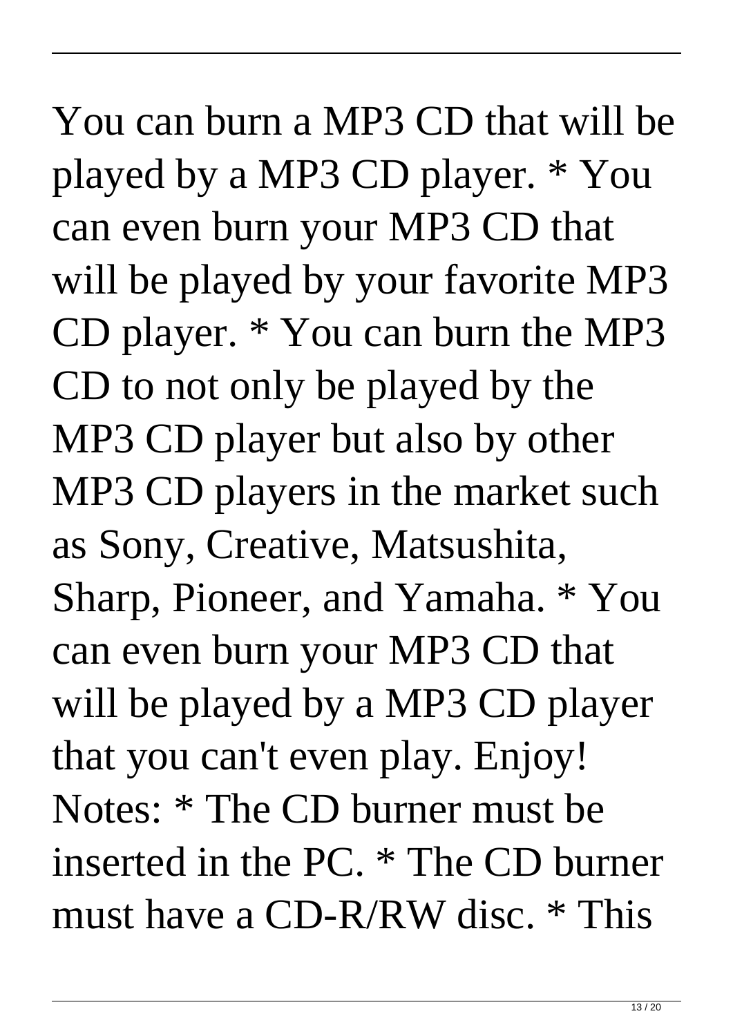You can burn a MP3 CD that will be played by a MP3 CD player. * You can even burn your MP3 CD that will be played by your favorite MP3 CD player. * You can burn the MP3 CD to not only be played by the MP3 CD player but also by other MP3 CD players in the market such as Sony, Creative, Matsushita, Sharp, Pioneer, and Yamaha. * You can even burn your MP3 CD that will be played by a MP3 CD player that you can't even play. Enjoy! Notes: * The CD burner must be inserted in the PC. * The CD burner must have a CD-R/RW disc. * This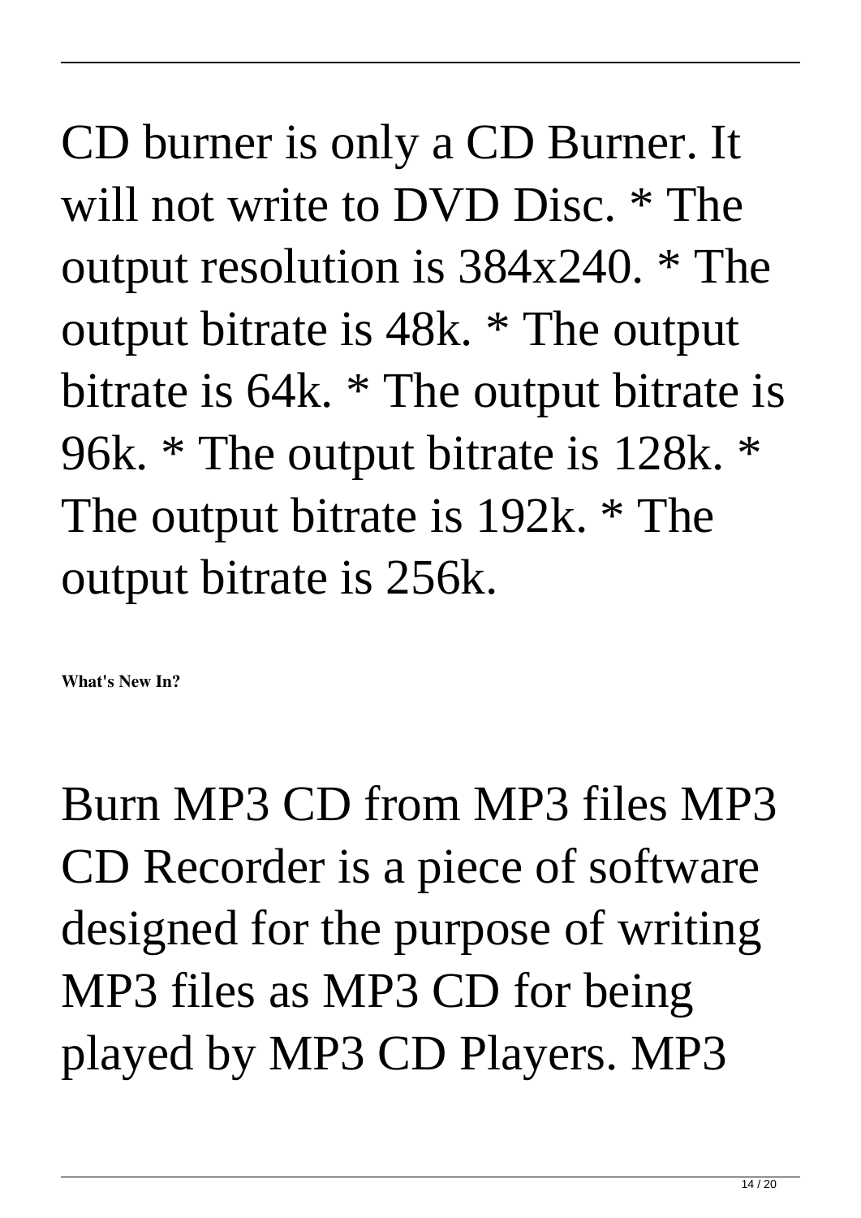CD burner is only a CD Burner. It will not write to DVD Disc. * The output resolution is 384x240. * The output bitrate is 48k. * The output bitrate is 64k. * The output bitrate is 96k. * The output bitrate is 128k. * The output bitrate is 192k. * The output bitrate is 256k.

**What's New In?**

Burn MP3 CD from MP3 files MP3 CD Recorder is a piece of software designed for the purpose of writing MP3 files as MP3 CD for being played by MP3 CD Players. MP3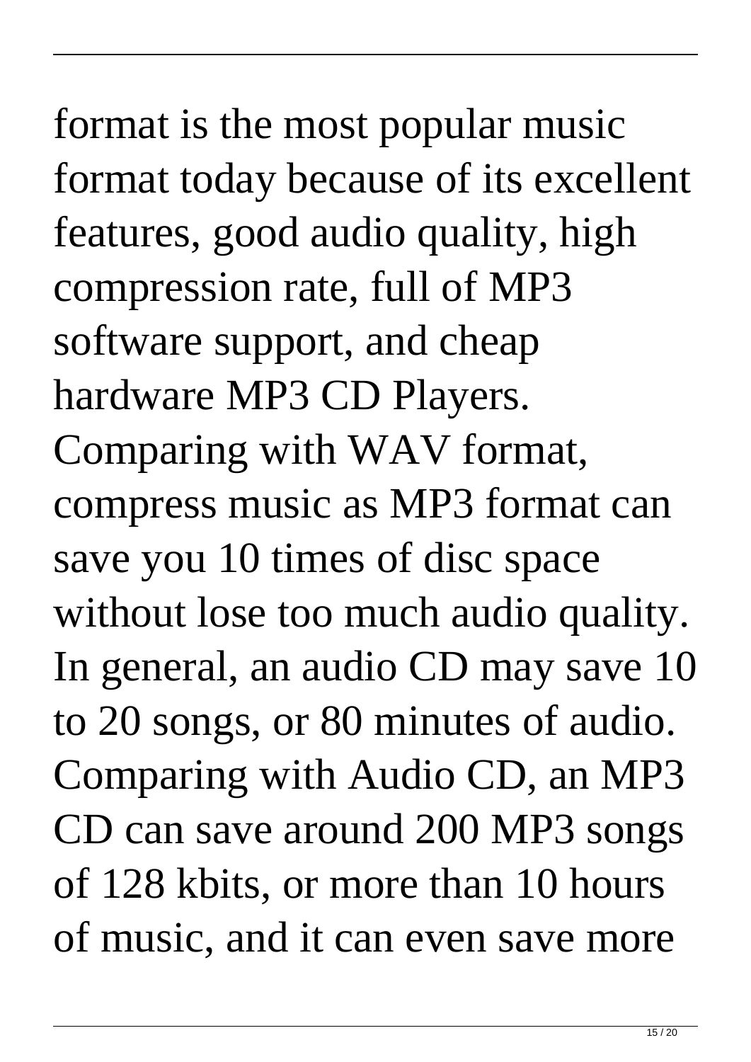format is the most popular music format today because of its excellent features, good audio quality, high compression rate, full of MP3 software support, and cheap hardware MP3 CD Players. Comparing with WAV format, compress music as MP3 format can save you 10 times of disc space without lose too much audio quality. In general, an audio CD may save 10 to 20 songs, or 80 minutes of audio. Comparing with Audio CD, an MP3 CD can save around 200 MP3 songs of 128 kbits, or more than 10 hours of music, and it can even save more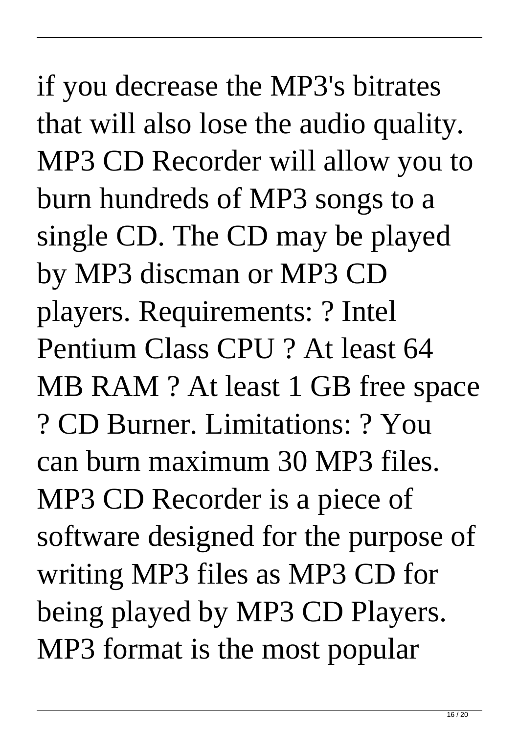if you decrease the MP3's bitrates that will also lose the audio quality. MP3 CD Recorder will allow you to burn hundreds of MP3 songs to a single CD. The CD may be played by MP3 discman or MP3 CD players. Requirements: ? Intel Pentium Class CPU ? At least 64 MB RAM ? At least 1 GB free space ? CD Burner. Limitations: ? You can burn maximum 30 MP3 files. MP3 CD Recorder is a piece of software designed for the purpose of writing MP3 files as MP3 CD for being played by MP3 CD Players. MP3 format is the most popular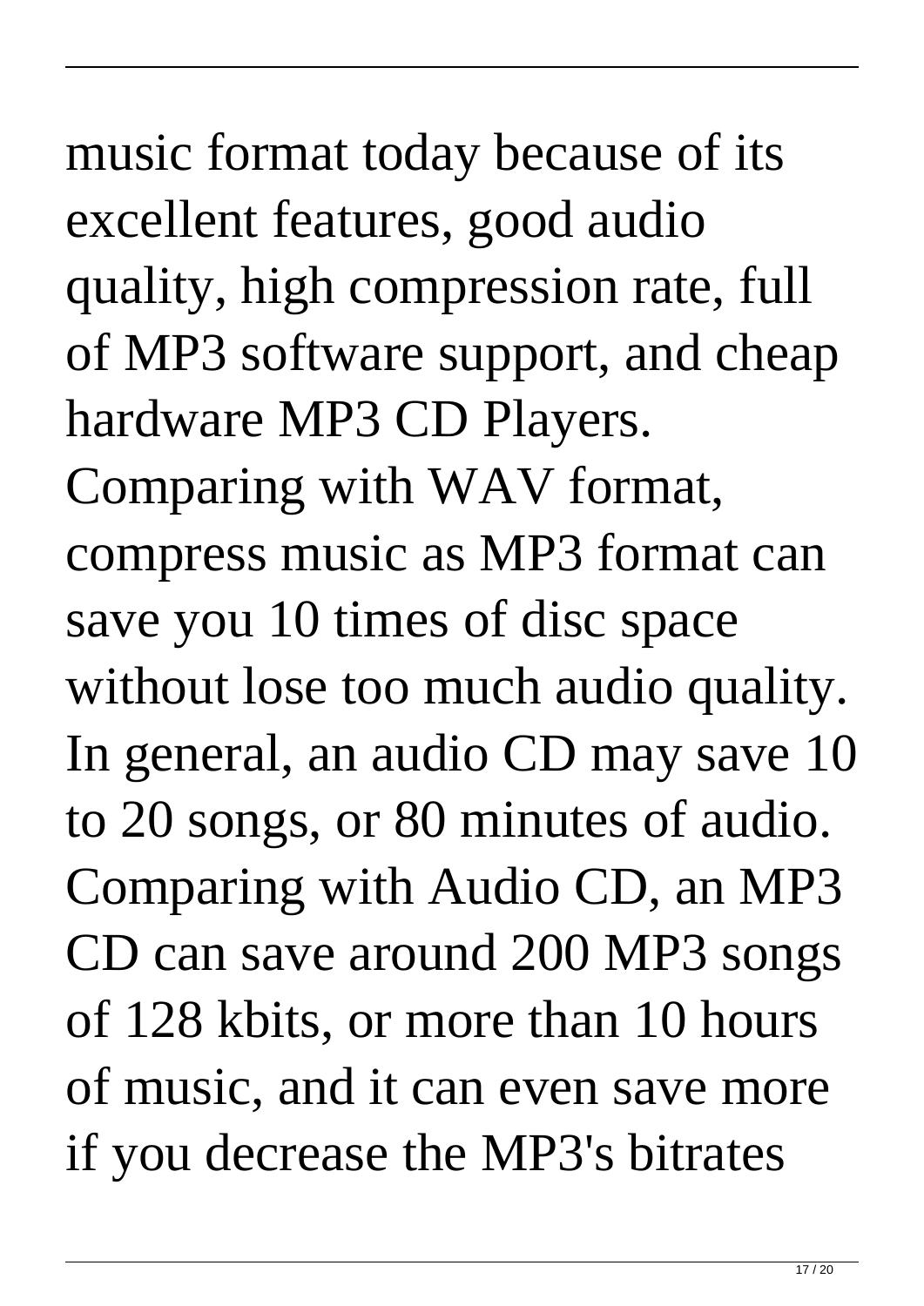music format today because of its excellent features, good audio quality, high compression rate, full of MP3 software support, and cheap hardware MP3 CD Players. Comparing with WAV format, compress music as MP3 format can save you 10 times of disc space without lose too much audio quality. In general, an audio CD may save 10 to 20 songs, or 80 minutes of audio. Comparing with Audio CD, an MP3 CD can save around 200 MP3 songs of 128 kbits, or more than 10 hours of music, and it can even save more if you decrease the MP3's bitrates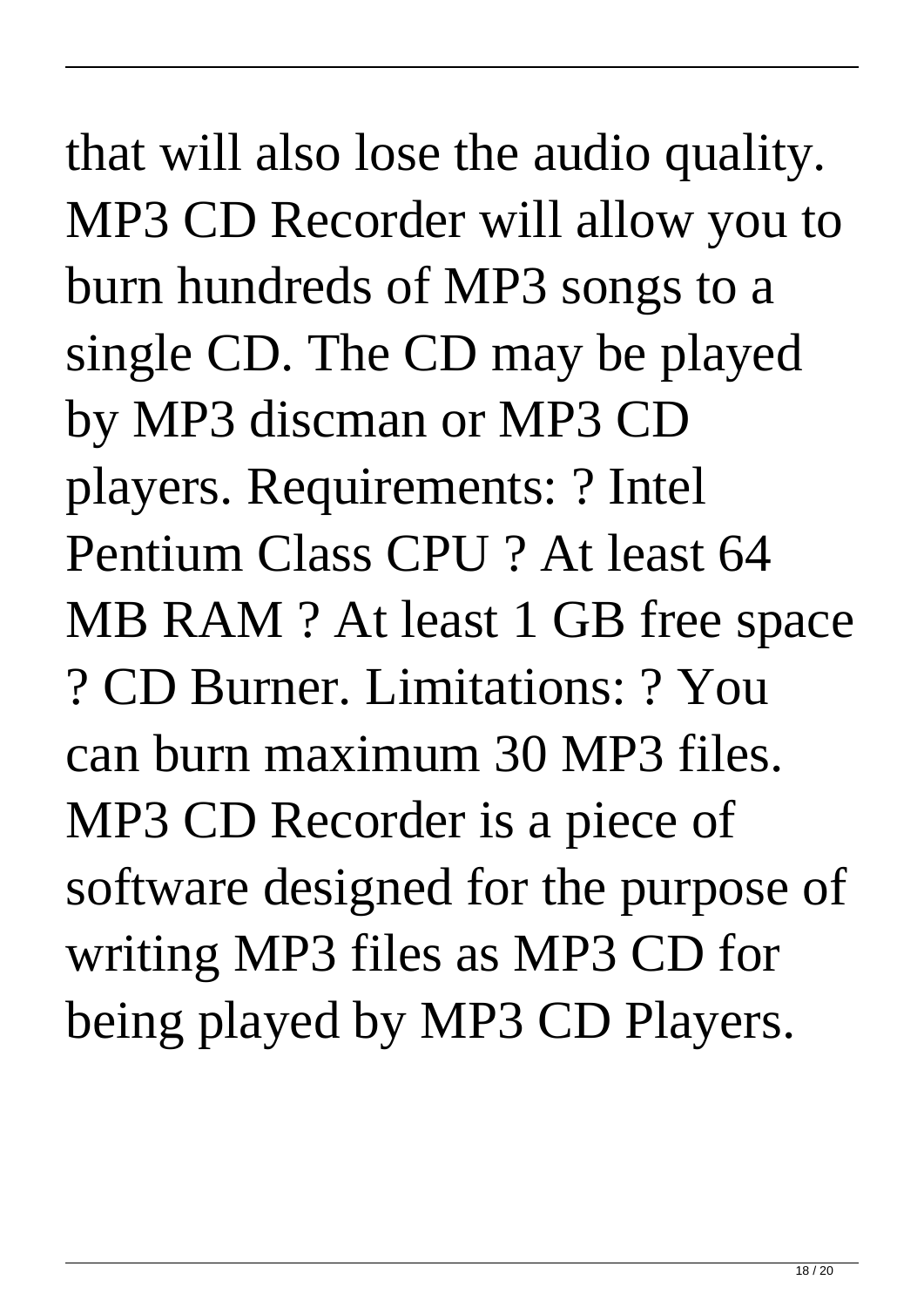that will also lose the audio quality. MP3 CD Recorder will allow you to burn hundreds of MP3 songs to a single CD. The CD may be played by MP3 discman or MP3 CD players. Requirements: ? Intel Pentium Class CPU ? At least 64 MB RAM ? At least 1 GB free space ? CD Burner. Limitations: ? You can burn maximum 30 MP3 files. MP3 CD Recorder is a piece of software designed for the purpose of writing MP3 files as MP3 CD for being played by MP3 CD Players.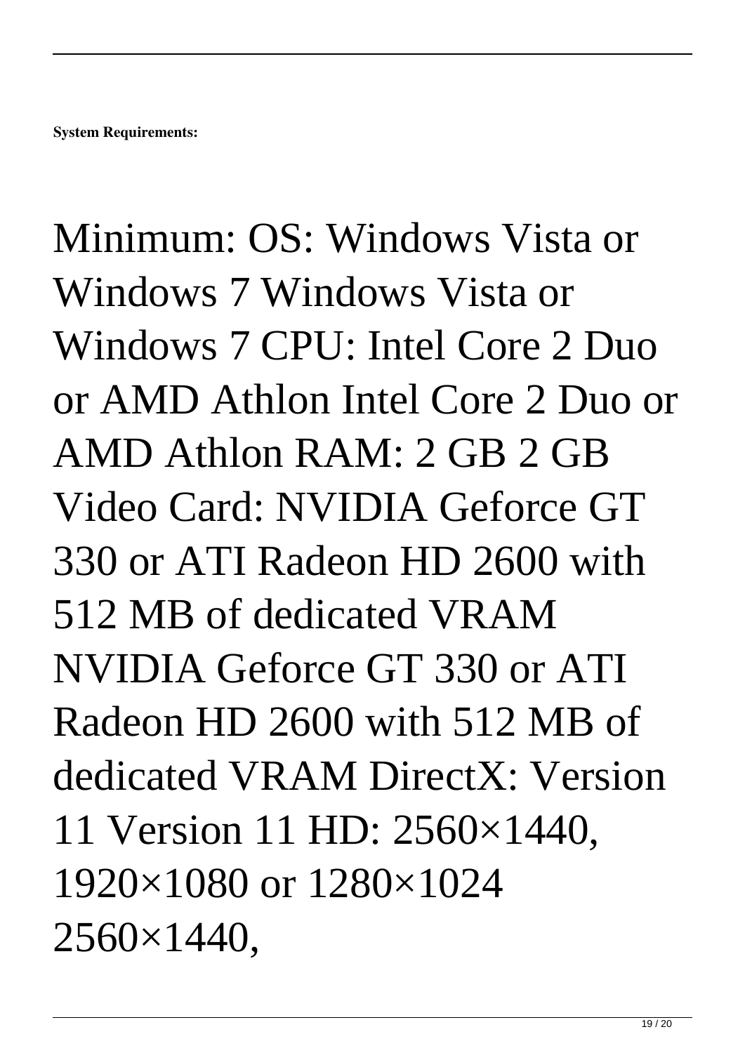**System Requirements:**

Minimum: OS: Windows Vista or Windows 7 Windows Vista or Windows 7 CPU: Intel Core 2 Duo or AMD Athlon Intel Core 2 Duo or AMD Athlon RAM: 2 GB 2 GB Video Card: NVIDIA Geforce GT 330 or ATI Radeon HD 2600 with 512 MB of dedicated VRAM NVIDIA Geforce GT 330 or ATI Radeon HD 2600 with 512 MB of dedicated VRAM DirectX: Version 11 Version 11 HD: 2560×1440, 1920×1080 or 1280×1024 2560×1440,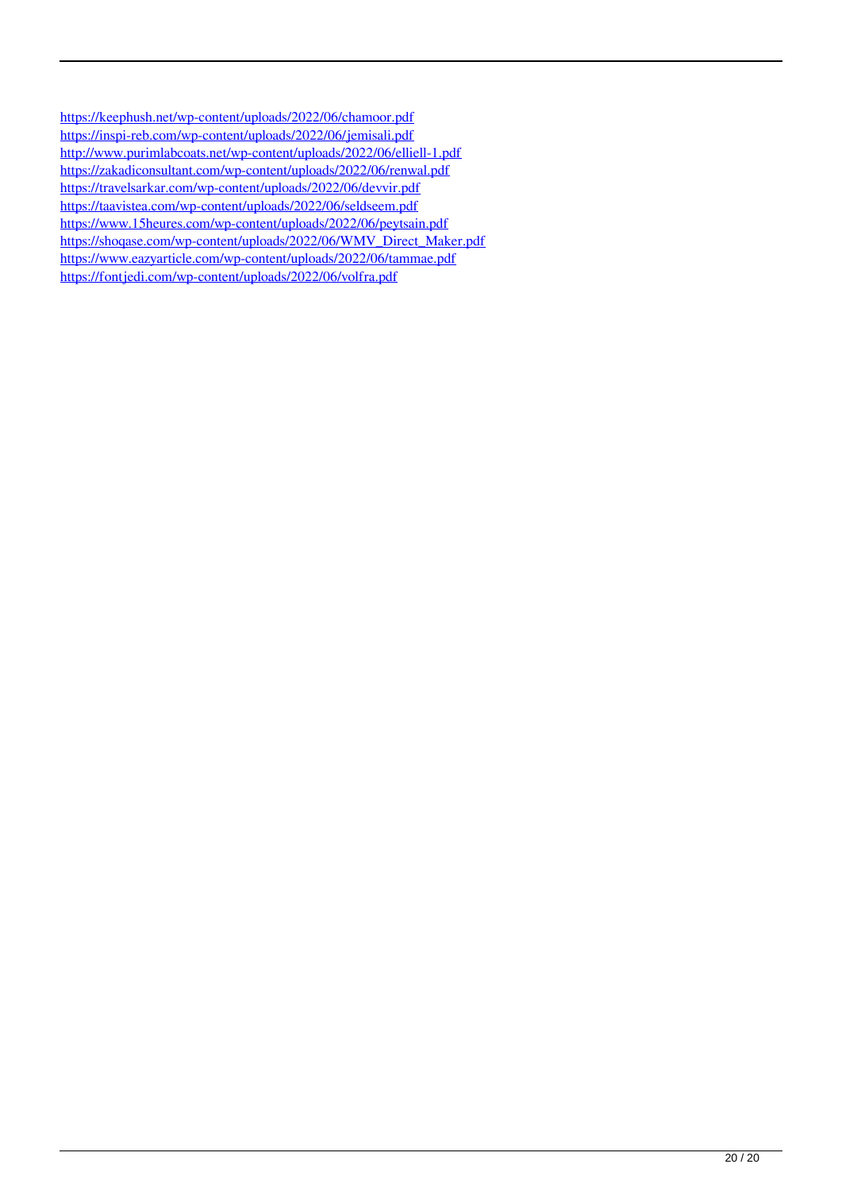https://keephush.net/wp-content/uploads/2022/06/chamoor.pdf
https://inspi-reb.com/wp-content/uploads/2022/06/jemisali.pdf
http://www.purimlabcoats.net/wp-content/uploads/2022/06/elliell-1.pdf
https://zakadiconsultant.com/wp-content/uploads/2022/06/renwal.pdf
https://travelsarkar.com/wp-content/uploads/2022/06/devvir.pdf
https://taavistea.com/wp-content/uploads/2022/06/seldseem.pdf
https://www.15heures.com/wp-content/uploads/2022/06/peytsain.pdf
https://shoqase.com/wp-content/uploads/2022/06/WMV_Direct_Maker.pdf
https://www.eazyarticle.com/wp-content/uploads/2022/06/tammae.pdf
https://fontjedi.com/wp-content/uploads/2022/06/volfra.pdf